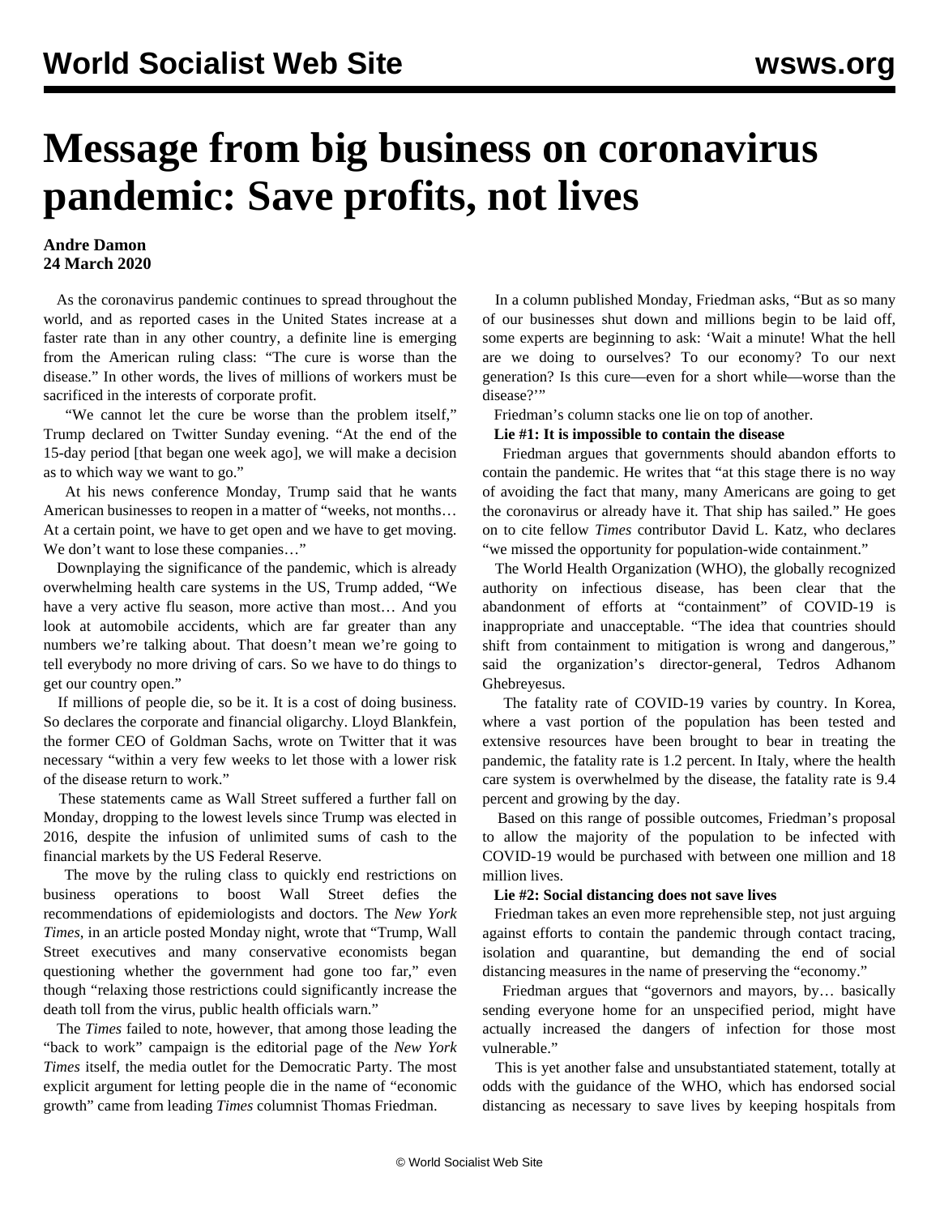# Message from big business on coronavirus pandemic: Save profits, not lives

**Andre Damon**
**24 March 2020**

As the coronavirus pandemic continues to spread throughout the world, and as reported cases in the United States increase at a faster rate than in any other country, a definite line is emerging from the American ruling class: "The cure is worse than the disease." In other words, the lives of millions of workers must be sacrificed in the interests of corporate profit.

"We cannot let the cure be worse than the problem itself," Trump declared on Twitter Sunday evening. "At the end of the 15-day period [that began one week ago], we will make a decision as to which way we want to go."

At his news conference Monday, Trump said that he wants American businesses to reopen in a matter of "weeks, not months… At a certain point, we have to get open and we have to get moving. We don't want to lose these companies…"

Downplaying the significance of the pandemic, which is already overwhelming health care systems in the US, Trump added, "We have a very active flu season, more active than most… And you look at automobile accidents, which are far greater than any numbers we're talking about. That doesn't mean we're going to tell everybody no more driving of cars. So we have to do things to get our country open."

If millions of people die, so be it. It is a cost of doing business. So declares the corporate and financial oligarchy. Lloyd Blankfein, the former CEO of Goldman Sachs, wrote on Twitter that it was necessary "within a very few weeks to let those with a lower risk of the disease return to work."

These statements came as Wall Street suffered a further fall on Monday, dropping to the lowest levels since Trump was elected in 2016, despite the infusion of unlimited sums of cash to the financial markets by the US Federal Reserve.

The move by the ruling class to quickly end restrictions on business operations to boost Wall Street defies the recommendations of epidemiologists and doctors. The *New York Times*, in an article posted Monday night, wrote that "Trump, Wall Street executives and many conservative economists began questioning whether the government had gone too far," even though "relaxing those restrictions could significantly increase the death toll from the virus, public health officials warn."

The *Times* failed to note, however, that among those leading the "back to work" campaign is the editorial page of the *New York Times* itself, the media outlet for the Democratic Party. The most explicit argument for letting people die in the name of "economic growth" came from leading *Times* columnist Thomas Friedman.

In a column published Monday, Friedman asks, "But as so many of our businesses shut down and millions begin to be laid off, some experts are beginning to ask: 'Wait a minute! What the hell are we doing to ourselves? To our economy? To our next generation? Is this cure—even for a short while—worse than the disease?'"

Friedman's column stacks one lie on top of another.

**Lie #1: It is impossible to contain the disease**

Friedman argues that governments should abandon efforts to contain the pandemic. He writes that "at this stage there is no way of avoiding the fact that many, many Americans are going to get the coronavirus or already have it. That ship has sailed." He goes on to cite fellow *Times* contributor David L. Katz, who declares "we missed the opportunity for population-wide containment."

The World Health Organization (WHO), the globally recognized authority on infectious disease, has been clear that the abandonment of efforts at "containment" of COVID-19 is inappropriate and unacceptable. "The idea that countries should shift from containment to mitigation is wrong and dangerous," said the organization's director-general, Tedros Adhanom Ghebreyesus.

The fatality rate of COVID-19 varies by country. In Korea, where a vast portion of the population has been tested and extensive resources have been brought to bear in treating the pandemic, the fatality rate is 1.2 percent. In Italy, where the health care system is overwhelmed by the disease, the fatality rate is 9.4 percent and growing by the day.

Based on this range of possible outcomes, Friedman's proposal to allow the majority of the population to be infected with COVID-19 would be purchased with between one million and 18 million lives.

**Lie #2: Social distancing does not save lives**

Friedman takes an even more reprehensible step, not just arguing against efforts to contain the pandemic through contact tracing, isolation and quarantine, but demanding the end of social distancing measures in the name of preserving the "economy."

Friedman argues that "governors and mayors, by… basically sending everyone home for an unspecified period, might have actually increased the dangers of infection for those most vulnerable."

This is yet another false and unsubstantiated statement, totally at odds with the guidance of the WHO, which has endorsed social distancing as necessary to save lives by keeping hospitals from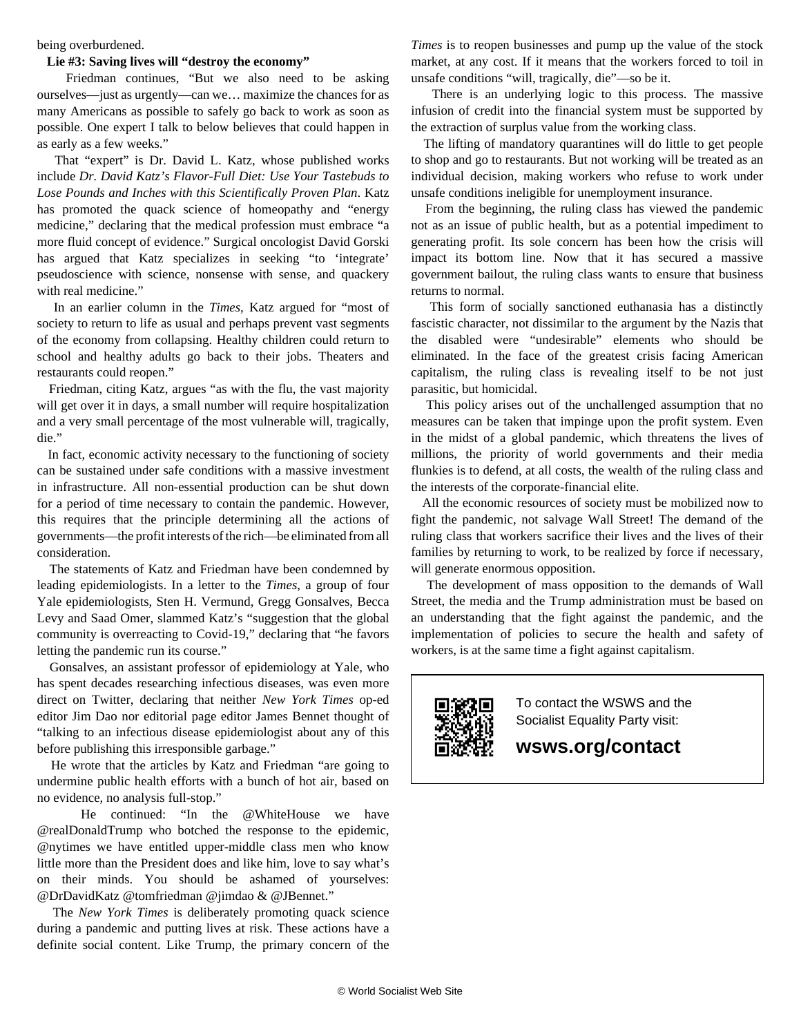being overburdened.

**Lie #3: Saving lives will "destroy the economy"**

Friedman continues, "But we also need to be asking ourselves—just as urgently—can we… maximize the chances for as many Americans as possible to safely go back to work as soon as possible. One expert I talk to below believes that could happen in as early as a few weeks."

That "expert" is Dr. David L. Katz, whose published works include *Dr. David Katz's Flavor-Full Diet: Use Your Tastebuds to Lose Pounds and Inches with this Scientifically Proven Plan*. Katz has promoted the quack science of homeopathy and "energy medicine," declaring that the medical profession must embrace "a more fluid concept of evidence." Surgical oncologist David Gorski has argued that Katz specializes in seeking "to 'integrate' pseudoscience with science, nonsense with sense, and quackery with real medicine."

In an earlier column in the *Times*, Katz argued for "most of society to return to life as usual and perhaps prevent vast segments of the economy from collapsing. Healthy children could return to school and healthy adults go back to their jobs. Theaters and restaurants could reopen."

Friedman, citing Katz, argues "as with the flu, the vast majority will get over it in days, a small number will require hospitalization and a very small percentage of the most vulnerable will, tragically, die."

In fact, economic activity necessary to the functioning of society can be sustained under safe conditions with a massive investment in infrastructure. All non-essential production can be shut down for a period of time necessary to contain the pandemic. However, this requires that the principle determining all the actions of governments—the profit interests of the rich—be eliminated from all consideration.

The statements of Katz and Friedman have been condemned by leading epidemiologists. In a letter to the *Times*, a group of four Yale epidemiologists, Sten H. Vermund, Gregg Gonsalves, Becca Levy and Saad Omer, slammed Katz's "suggestion that the global community is overreacting to Covid-19," declaring that "he favors letting the pandemic run its course."

Gonsalves, an assistant professor of epidemiology at Yale, who has spent decades researching infectious diseases, was even more direct on Twitter, declaring that neither *New York Times* op-ed editor Jim Dao nor editorial page editor James Bennet thought of "talking to an infectious disease epidemiologist about any of this before publishing this irresponsible garbage."

He wrote that the articles by Katz and Friedman "are going to undermine public health efforts with a bunch of hot air, based on no evidence, no analysis full-stop."

He continued: "In the @WhiteHouse we have @realDonaldTrump who botched the response to the epidemic, @nytimes we have entitled upper-middle class men who know little more than the President does and like him, love to say what's on their minds. You should be ashamed of yourselves: @DrDavidKatz @tomfriedman @jimdao & @JBennet."

The *New York Times* is deliberately promoting quack science during a pandemic and putting lives at risk. These actions have a definite social content. Like Trump, the primary concern of the *Times* is to reopen businesses and pump up the value of the stock market, at any cost. If it means that the workers forced to toil in unsafe conditions "will, tragically, die"—so be it.

There is an underlying logic to this process. The massive infusion of credit into the financial system must be supported by the extraction of surplus value from the working class.

The lifting of mandatory quarantines will do little to get people to shop and go to restaurants. But not working will be treated as an individual decision, making workers who refuse to work under unsafe conditions ineligible for unemployment insurance.

From the beginning, the ruling class has viewed the pandemic not as an issue of public health, but as a potential impediment to generating profit. Its sole concern has been how the crisis will impact its bottom line. Now that it has secured a massive government bailout, the ruling class wants to ensure that business returns to normal.

This form of socially sanctioned euthanasia has a distinctly fascistic character, not dissimilar to the argument by the Nazis that the disabled were "undesirable" elements who should be eliminated. In the face of the greatest crisis facing American capitalism, the ruling class is revealing itself to be not just parasitic, but homicidal.

This policy arises out of the unchallenged assumption that no measures can be taken that impinge upon the profit system. Even in the midst of a global pandemic, which threatens the lives of millions, the priority of world governments and their media flunkies is to defend, at all costs, the wealth of the ruling class and the interests of the corporate-financial elite.

All the economic resources of society must be mobilized now to fight the pandemic, not salvage Wall Street! The demand of the ruling class that workers sacrifice their lives and the lives of their families by returning to work, to be realized by force if necessary, will generate enormous opposition.

The development of mass opposition to the demands of Wall Street, the media and the Trump administration must be based on an understanding that the fight against the pandemic, and the implementation of policies to secure the health and safety of workers, is at the same time a fight against capitalism.

To contact the WSWS and the Socialist Equality Party visit:

**wsws.org/contact**